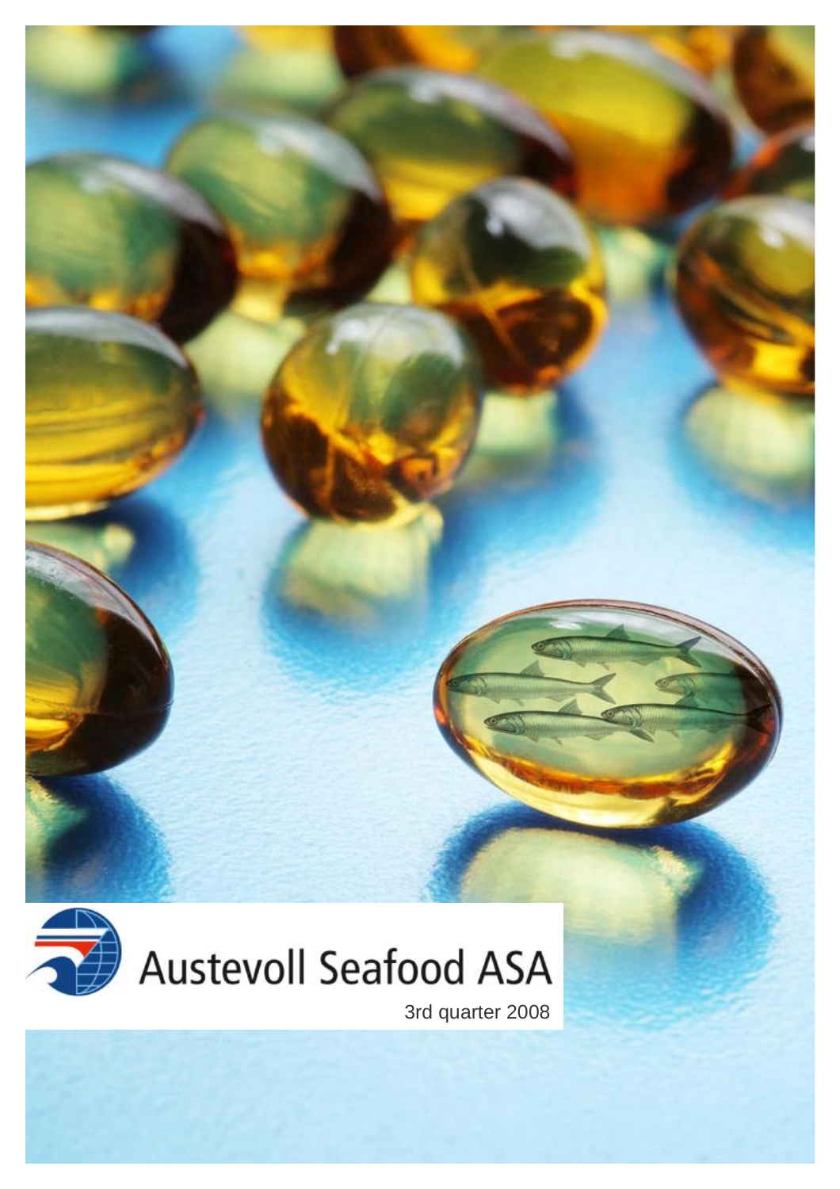# Austevoll Seafood ASA

3rd quarter 2008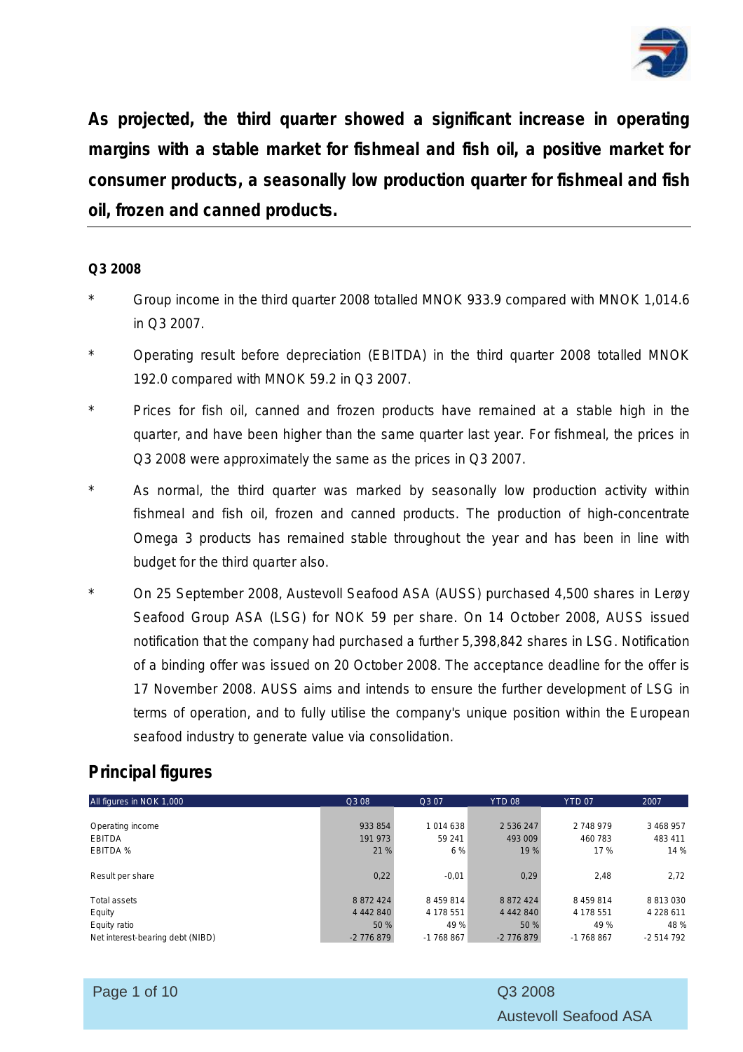**As projected, the third quarter showed a significant increase in operating margins with a stable market for fishmeal and fish oil, a positive market for consumer products, a seasonally low production quarter for fishmeal and fish oil, frozen and canned products.**

---

**Q3 2008**

* Group income in the third quarter 2008 totalled MNOK 933.9 compared with MNOK 1,014.6 in Q3 2007.
* Operating result before depreciation (EBITDA) in the third quarter 2008 totalled MNOK 192.0 compared with MNOK 59.2 in Q3 2007.
* Prices for fish oil, canned and frozen products have remained at a stable high in the quarter, and have been higher than the same quarter last year. For fishmeal, the prices in Q3 2008 were approximately the same as the prices in Q3 2007.
* As normal, the third quarter was marked by seasonally low production activity within fishmeal and fish oil, frozen and canned products. The production of high-concentrate Omega 3 products has remained stable throughout the year and has been in line with budget for the third quarter also.
* On 25 September 2008, Austevoll Seafood ASA (AUSS) purchased 4,500 shares in Lerøy Seafood Group ASA (LSG) for NOK 59 per share. On 14 October 2008, AUSS issued notification that the company had purchased a further 5,398,842 shares in LSG. Notification of a binding offer was issued on 20 October 2008. The acceptance deadline for the offer is 17 November 2008. AUSS aims and intends to ensure the further development of LSG in terms of operation, and to fully utilise the company's unique position within the European seafood industry to generate value via consolidation.

## Principal figures

| All figures in NOK 1,000 | Q3 08 | Q3 07 | YTD 08 | YTD 07 | 2007 |
|---|---|---|---|---|---|
| Operating income | 933 854 | 1 014 638 | 2 536 247 | 2 748 979 | 3 468 957 |
| EBITDA | 191 973 | 59 241 | 493 009 | 460 783 | 483 411 |
| EBITDA % | 21 % | 6 % | 19 % | 17 % | 14 % |
| | | | | | |
| Result per share | 0,22 | -0,01 | 0,29 | 2,48 | 2,72 |
| | | | | | |
| Total assets | 8 872 424 | 8 459 814 | 8 872 424 | 8 459 814 | 8 813 030 |
| Equity | 4 442 840 | 4 178 551 | 4 442 840 | 4 178 551 | 4 228 611 |
| Equity ratio | 50 % | 49 % | 50 % | 49 % | 48 % |
| Net interest-bearing debt (NIBD) | -2 776 879 | -1 768 867 | -2 776 879 | -1 768 867 | -2 514 792 |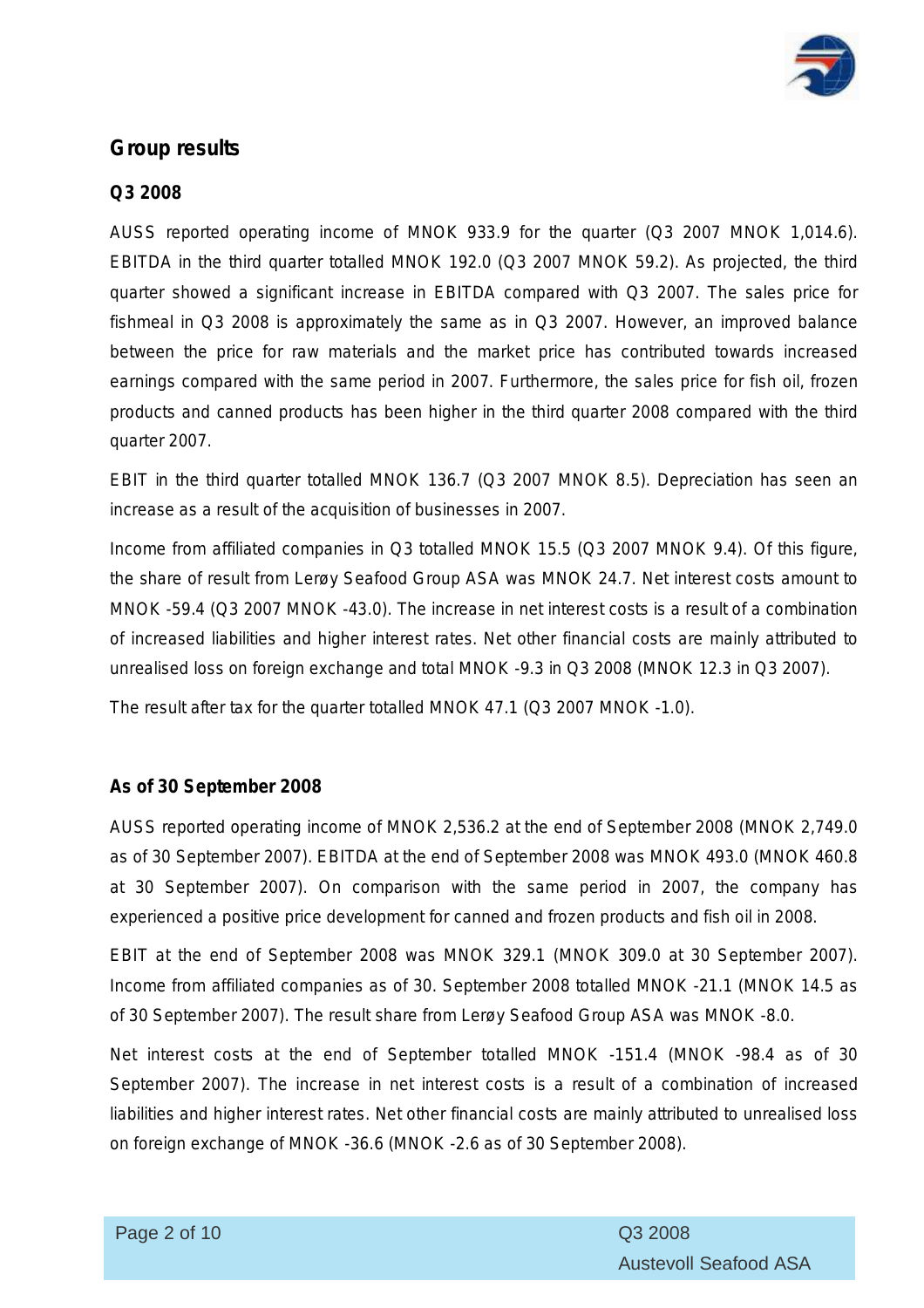## Group results

### Q3 2008

AUSS reported operating income of MNOK 933.9 for the quarter (Q3 2007 MNOK 1,014.6). EBITDA in the third quarter totalled MNOK 192.0 (Q3 2007 MNOK 59.2). As projected, the third quarter showed a significant increase in EBITDA compared with Q3 2007. The sales price for fishmeal in Q3 2008 is approximately the same as in Q3 2007. However, an improved balance between the price for raw materials and the market price has contributed towards increased earnings compared with the same period in 2007. Furthermore, the sales price for fish oil, frozen products and canned products has been higher in the third quarter 2008 compared with the third quarter 2007.

EBIT in the third quarter totalled MNOK 136.7 (Q3 2007 MNOK 8.5). Depreciation has seen an increase as a result of the acquisition of businesses in 2007.

Income from affiliated companies in Q3 totalled MNOK 15.5 (Q3 2007 MNOK 9.4). Of this figure, the share of result from Lerøy Seafood Group ASA was MNOK 24.7. Net interest costs amount to MNOK -59.4 (Q3 2007 MNOK -43.0). The increase in net interest costs is a result of a combination of increased liabilities and higher interest rates. Net other financial costs are mainly attributed to unrealised loss on foreign exchange and total MNOK -9.3 in Q3 2008 (MNOK 12.3 in Q3 2007).

The result after tax for the quarter totalled MNOK 47.1 (Q3 2007 MNOK -1.0).

### As of 30 September 2008

AUSS reported operating income of MNOK 2,536.2 at the end of September 2008 (MNOK 2,749.0 as of 30 September 2007). EBITDA at the end of September 2008 was MNOK 493.0 (MNOK 460.8 at 30 September 2007). On comparison with the same period in 2007, the company has experienced a positive price development for canned and frozen products and fish oil in 2008.

EBIT at the end of September 2008 was MNOK 329.1 (MNOK 309.0 at 30 September 2007). Income from affiliated companies as of 30. September 2008 totalled MNOK -21.1 (MNOK 14.5 as of 30 September 2007). The result share from Lerøy Seafood Group ASA was MNOK -8.0.

Net interest costs at the end of September totalled MNOK -151.4 (MNOK -98.4 as of 30 September 2007). The increase in net interest costs is a result of a combination of increased liabilities and higher interest rates. Net other financial costs are mainly attributed to unrealised loss on foreign exchange of MNOK -36.6 (MNOK -2.6 as of 30 September 2008).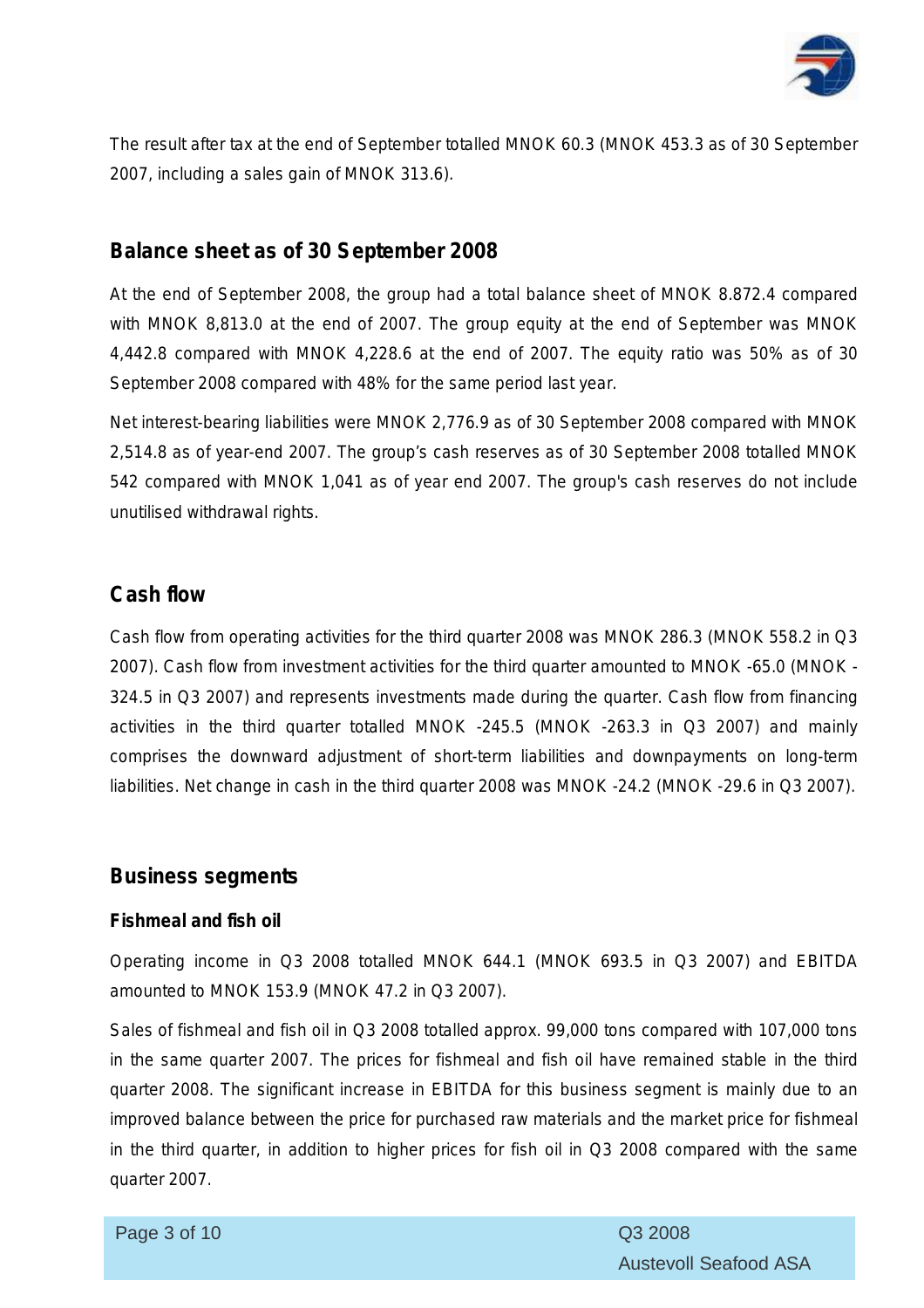The result after tax at the end of September totalled MNOK 60.3 (MNOK 453.3 as of 30 September 2007, including a sales gain of MNOK 313.6).

## Balance sheet as of 30 September 2008

At the end of September 2008, the group had a total balance sheet of MNOK 8.872.4 compared with MNOK 8,813.0 at the end of 2007. The group equity at the end of September was MNOK 4,442.8 compared with MNOK 4,228.6 at the end of 2007. The equity ratio was 50% as of 30 September 2008 compared with 48% for the same period last year.

Net interest-bearing liabilities were MNOK 2,776.9 as of 30 September 2008 compared with MNOK 2,514.8 as of year-end 2007. The group's cash reserves as of 30 September 2008 totalled MNOK 542 compared with MNOK 1,041 as of year end 2007. The group's cash reserves do not include unutilised withdrawal rights.

## Cash flow

Cash flow from operating activities for the third quarter 2008 was MNOK 286.3 (MNOK 558.2 in Q3 2007). Cash flow from investment activities for the third quarter amounted to MNOK -65.0 (MNOK -324.5 in Q3 2007) and represents investments made during the quarter. Cash flow from financing activities in the third quarter totalled MNOK -245.5 (MNOK -263.3 in Q3 2007) and mainly comprises the downward adjustment of short-term liabilities and downpayments on long-term liabilities. Net change in cash in the third quarter 2008 was MNOK -24.2 (MNOK -29.6 in Q3 2007).

## Business segments

### Fishmeal and fish oil

Operating income in Q3 2008 totalled MNOK 644.1 (MNOK 693.5 in Q3 2007) and EBITDA amounted to MNOK 153.9 (MNOK 47.2 in Q3 2007).

Sales of fishmeal and fish oil in Q3 2008 totalled approx. 99,000 tons compared with 107,000 tons in the same quarter 2007. The prices for fishmeal and fish oil have remained stable in the third quarter 2008. The significant increase in EBITDA for this business segment is mainly due to an improved balance between the price for purchased raw materials and the market price for fishmeal in the third quarter, in addition to higher prices for fish oil in Q3 2008 compared with the same quarter 2007.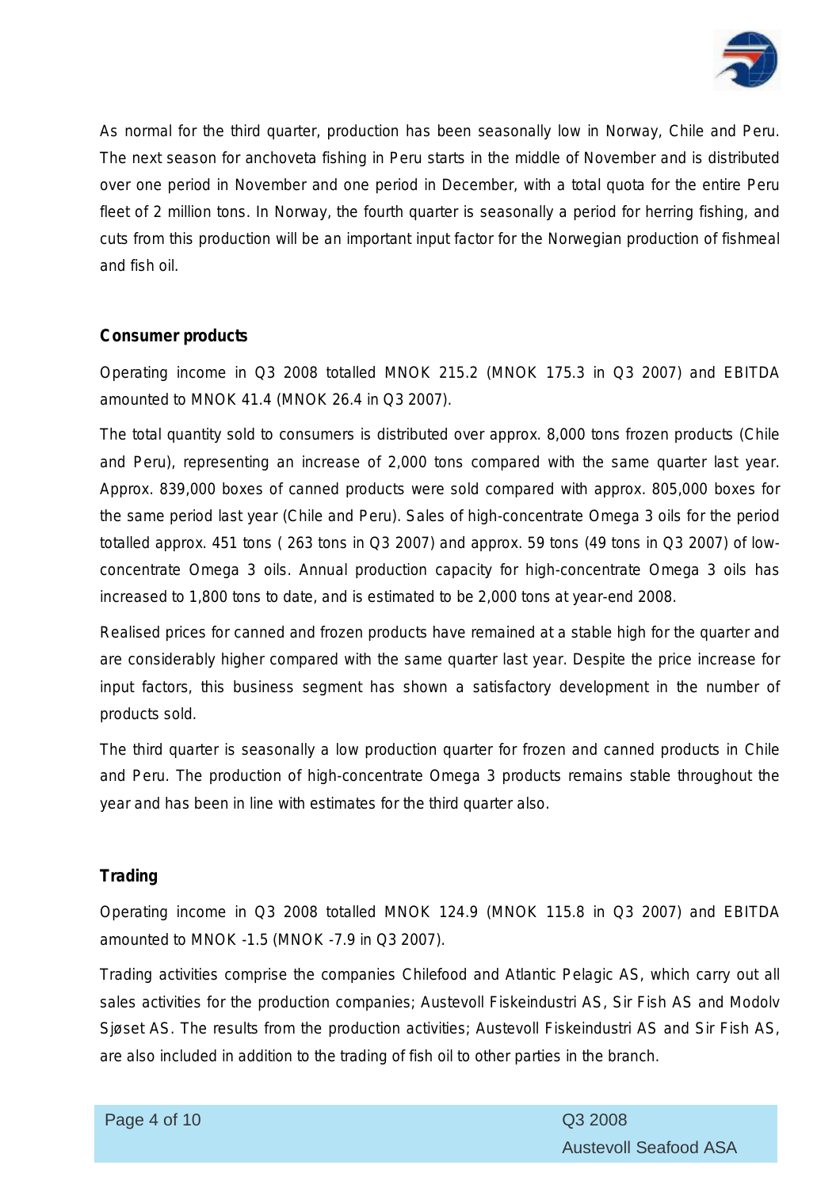As normal for the third quarter, production has been seasonally low in Norway, Chile and Peru. The next season for anchoveta fishing in Peru starts in the middle of November and is distributed over one period in November and one period in December, with a total quota for the entire Peru fleet of 2 million tons. In Norway, the fourth quarter is seasonally a period for herring fishing, and cuts from this production will be an important input factor for the Norwegian production of fishmeal and fish oil.

**Consumer products**

Operating income in Q3 2008 totalled MNOK 215.2 (MNOK 175.3 in Q3 2007) and EBITDA amounted to MNOK 41.4 (MNOK 26.4 in Q3 2007).

The total quantity sold to consumers is distributed over approx. 8,000 tons frozen products (Chile and Peru), representing an increase of 2,000 tons compared with the same quarter last year. Approx. 839,000 boxes of canned products were sold compared with approx. 805,000 boxes for the same period last year (Chile and Peru). Sales of high-concentrate Omega 3 oils for the period totalled approx. 451 tons ( 263 tons in Q3 2007) and approx. 59 tons (49 tons in Q3 2007) of low-concentrate Omega 3 oils. Annual production capacity for high-concentrate Omega 3 oils has increased to 1,800 tons to date, and is estimated to be 2,000 tons at year-end 2008.

Realised prices for canned and frozen products have remained at a stable high for the quarter and are considerably higher compared with the same quarter last year. Despite the price increase for input factors, this business segment has shown a satisfactory development in the number of products sold.

The third quarter is seasonally a low production quarter for frozen and canned products in Chile and Peru. The production of high-concentrate Omega 3 products remains stable throughout the year and has been in line with estimates for the third quarter also.

**Trading**

Operating income in Q3 2008 totalled MNOK 124.9 (MNOK 115.8 in Q3 2007) and EBITDA amounted to MNOK -1.5 (MNOK -7.9 in Q3 2007).

Trading activities comprise the companies Chilefood and Atlantic Pelagic AS, which carry out all sales activities for the production companies; Austevoll Fiskeindustri AS, Sir Fish AS and Modolv Sjøset AS. The results from the production activities; Austevoll Fiskeindustri AS and Sir Fish AS, are also included in addition to the trading of fish oil to other parties in the branch.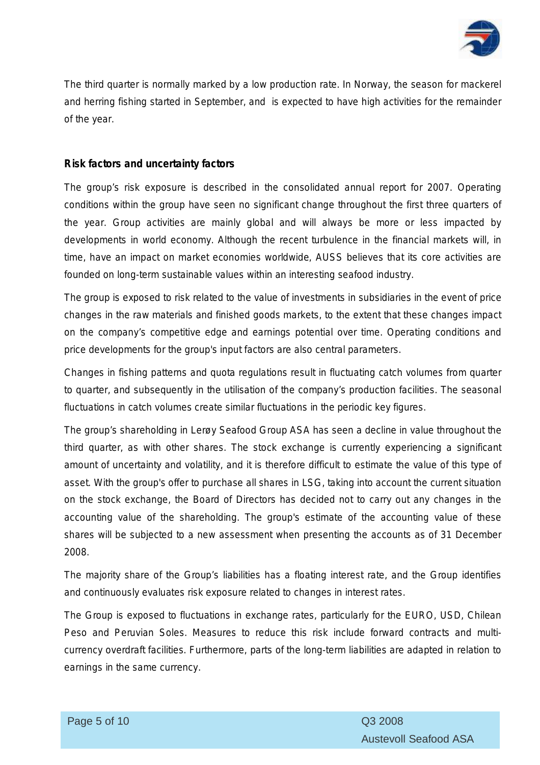The third quarter is normally marked by a low production rate. In Norway, the season for mackerel and herring fishing started in September, and is expected to have high activities for the remainder of the year.

## Risk factors and uncertainty factors

The group's risk exposure is described in the consolidated annual report for 2007. Operating conditions within the group have seen no significant change throughout the first three quarters of the year. Group activities are mainly global and will always be more or less impacted by developments in world economy. Although the recent turbulence in the financial markets will, in time, have an impact on market economies worldwide, AUSS believes that its core activities are founded on long-term sustainable values within an interesting seafood industry.

The group is exposed to risk related to the value of investments in subsidiaries in the event of price changes in the raw materials and finished goods markets, to the extent that these changes impact on the company's competitive edge and earnings potential over time. Operating conditions and price developments for the group's input factors are also central parameters.

Changes in fishing patterns and quota regulations result in fluctuating catch volumes from quarter to quarter, and subsequently in the utilisation of the company's production facilities. The seasonal fluctuations in catch volumes create similar fluctuations in the periodic key figures.

The group's shareholding in Lerøy Seafood Group ASA has seen a decline in value throughout the third quarter, as with other shares. The stock exchange is currently experiencing a significant amount of uncertainty and volatility, and it is therefore difficult to estimate the value of this type of asset. With the group's offer to purchase all shares in LSG, taking into account the current situation on the stock exchange, the Board of Directors has decided not to carry out any changes in the accounting value of the shareholding. The group's estimate of the accounting value of these shares will be subjected to a new assessment when presenting the accounts as of 31 December 2008.

The majority share of the Group's liabilities has a floating interest rate, and the Group identifies and continuously evaluates risk exposure related to changes in interest rates.

The Group is exposed to fluctuations in exchange rates, particularly for the EURO, USD, Chilean Peso and Peruvian Soles. Measures to reduce this risk include forward contracts and multi-currency overdraft facilities. Furthermore, parts of the long-term liabilities are adapted in relation to earnings in the same currency.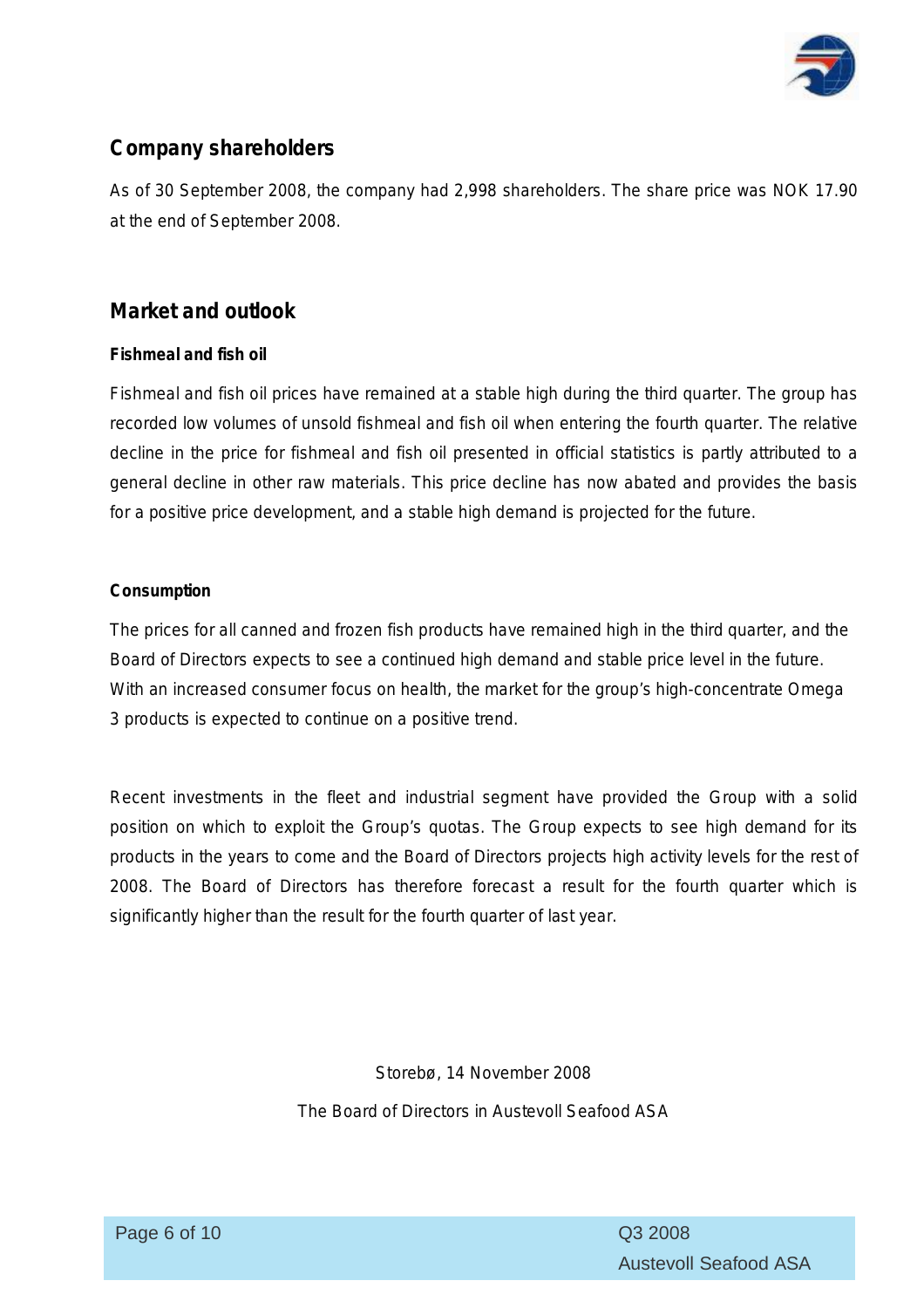## Company shareholders

As of 30 September 2008, the company had 2,998 shareholders. The share price was NOK 17.90 at the end of September 2008.

## Market and outlook

### Fishmeal and fish oil

Fishmeal and fish oil prices have remained at a stable high during the third quarter. The group has recorded low volumes of unsold fishmeal and fish oil when entering the fourth quarter. The relative decline in the price for fishmeal and fish oil presented in official statistics is partly attributed to a general decline in other raw materials. This price decline has now abated and provides the basis for a positive price development, and a stable high demand is projected for the future.

### Consumption

The prices for all canned and frozen fish products have remained high in the third quarter, and the Board of Directors expects to see a continued high demand and stable price level in the future. With an increased consumer focus on health, the market for the group's high-concentrate Omega 3 products is expected to continue on a positive trend.

Recent investments in the fleet and industrial segment have provided the Group with a solid position on which to exploit the Group's quotas. The Group expects to see high demand for its products in the years to come and the Board of Directors projects high activity levels for the rest of 2008. The Board of Directors has therefore forecast a result for the fourth quarter which is significantly higher than the result for the fourth quarter of last year.

Storebø, 14 November 2008

The Board of Directors in Austevoll Seafood ASA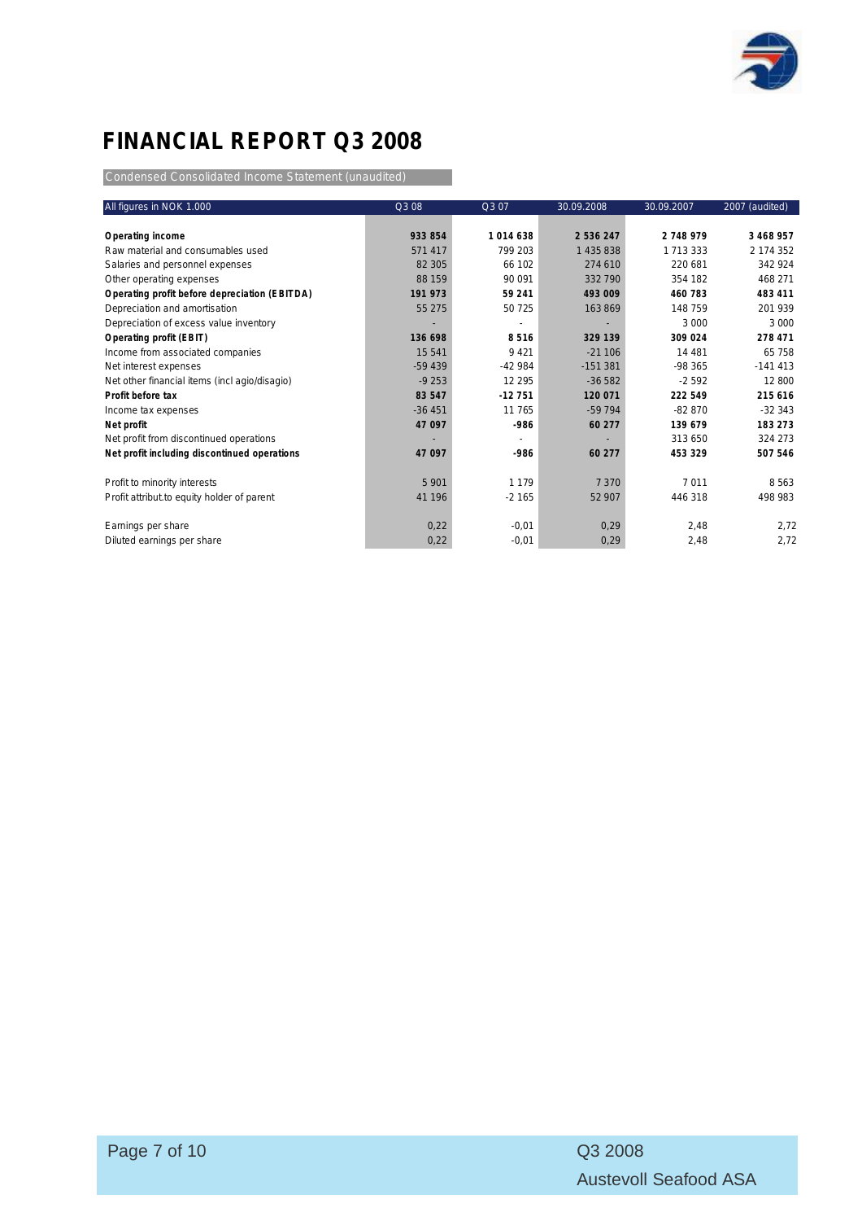# FINANCIAL REPORT Q3 2008

Condensed Consolidated Income Statement (unaudited)

| All figures in NOK 1.000 | Q3 08 | Q3 07 | 30.09.2008 | 30.09.2007 | 2007 (audited) |
|---|---|---|---|---|---|
| **Operating income** | **933 854** | **1 014 638** | **2 536 247** | **2 748 979** | **3 468 957** |
| Raw material and consumables used | 571 417 | 799 203 | 1 435 838 | 1 713 333 | 2 174 352 |
| Salaries and personnel expenses | 82 305 | 66 102 | 274 610 | 220 681 | 342 924 |
| Other operating expenses | 88 159 | 90 091 | 332 790 | 354 182 | 468 271 |
| **Operating profit before depreciation (EBITDA)** | **191 973** | **59 241** | **493 009** | **460 783** | **483 411** |
| Depreciation and amortisation | 55 275 | 50 725 | 163 869 | 148 759 | 201 939 |
| Depreciation of excess value inventory | - | - | - | 3 000 | 3 000 |
| **Operating profit (EBIT)** | **136 698** | **8 516** | **329 139** | **309 024** | **278 471** |
| Income from associated companies | 15 541 | 9 421 | -21 106 | 14 481 | 65 758 |
| Net interest expenses | -59 439 | -42 984 | -151 381 | -98 365 | -141 413 |
| Net other financial items (incl agio/disagio) | -9 253 | 12 295 | -36 582 | -2 592 | 12 800 |
| **Profit before tax** | **83 547** | **-12 751** | **120 071** | **222 549** | **215 616** |
| Income tax expenses | -36 451 | 11 765 | -59 794 | -82 870 | -32 343 |
| **Net profit** | **47 097** | **-986** | **60 277** | **139 679** | **183 273** |
| Net profit from discontinued operations | - | - | - | 313 650 | 324 273 |
| **Net profit including discontinued operations** | **47 097** | **-986** | **60 277** | **453 329** | **507 546** |
| | | | | | |
| Profit to minority interests | 5 901 | 1 179 | 7 370 | 7 011 | 8 563 |
| Profit attribut.to equity holder of parent | 41 196 | -2 165 | 52 907 | 446 318 | 498 983 |
| | | | | | |
| Earnings per share | 0,22 | -0,01 | 0,29 | 2,48 | 2,72 |
| Diluted earnings per share | 0,22 | -0,01 | 0,29 | 2,48 | 2,72 |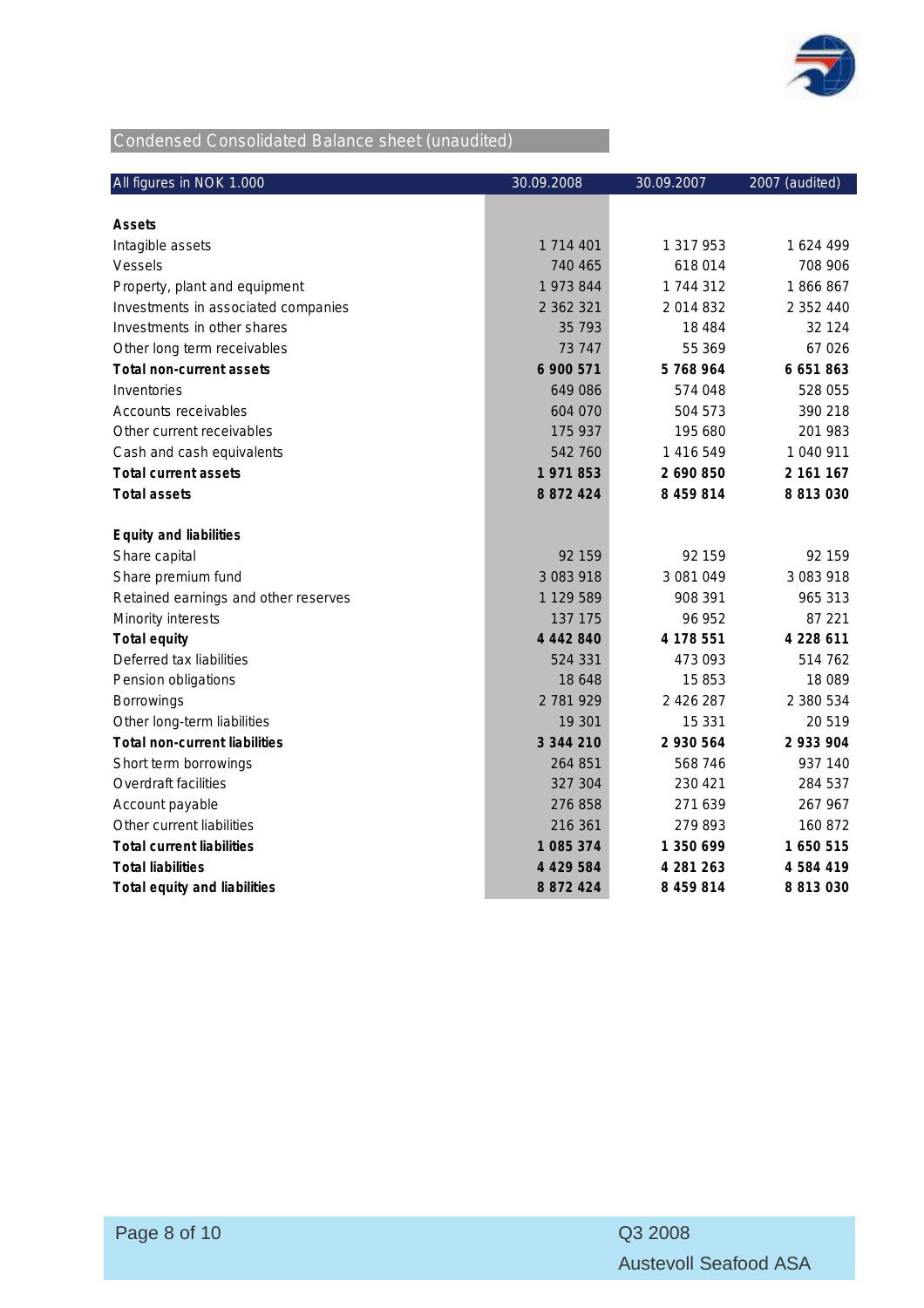## Condensed Consolidated Balance sheet (unaudited)

| All figures in NOK 1.000 | 30.09.2008 | 30.09.2007 | 2007 (audited) |
|---|---|---|---|
| **Assets** | | | |
| Intagible assets | 1 714 401 | 1 317 953 | 1 624 499 |
| Vessels | 740 465 | 618 014 | 708 906 |
| Property, plant and equipment | 1 973 844 | 1 744 312 | 1 866 867 |
| Investments in associated companies | 2 362 321 | 2 014 832 | 2 352 440 |
| Investments in other shares | 35 793 | 18 484 | 32 124 |
| Other long term receivables | 73 747 | 55 369 | 67 026 |
| **Total non-current assets** | **6 900 571** | **5 768 964** | **6 651 863** |
| Inventories | 649 086 | 574 048 | 528 055 |
| Accounts receivables | 604 070 | 504 573 | 390 218 |
| Other current receivables | 175 937 | 195 680 | 201 983 |
| Cash and cash equivalents | 542 760 | 1 416 549 | 1 040 911 |
| **Total current assets** | **1 971 853** | **2 690 850** | **2 161 167** |
| **Total assets** | **8 872 424** | **8 459 814** | **8 813 030** |
| | | | |
| **Equity and liabilities** | | | |
| Share capital | 92 159 | 92 159 | 92 159 |
| Share premium fund | 3 083 918 | 3 081 049 | 3 083 918 |
| Retained earnings and other reserves | 1 129 589 | 908 391 | 965 313 |
| Minority interests | 137 175 | 96 952 | 87 221 |
| **Total equity** | **4 442 840** | **4 178 551** | **4 228 611** |
| Deferred tax liabilities | 524 331 | 473 093 | 514 762 |
| Pension obligations | 18 648 | 15 853 | 18 089 |
| Borrowings | 2 781 929 | 2 426 287 | 2 380 534 |
| Other long-term liabilities | 19 301 | 15 331 | 20 519 |
| **Total non-current liabilities** | **3 344 210** | **2 930 564** | **2 933 904** |
| Short term borrowings | 264 851 | 568 746 | 937 140 |
| Overdraft facilities | 327 304 | 230 421 | 284 537 |
| Account payable | 276 858 | 271 639 | 267 967 |
| Other current liabilities | 216 361 | 279 893 | 160 872 |
| **Total current liabilities** | **1 085 374** | **1 350 699** | **1 650 515** |
| **Total liabilities** | **4 429 584** | **4 281 263** | **4 584 419** |
| **Total equity and liabilities** | **8 872 424** | **8 459 814** | **8 813 030** |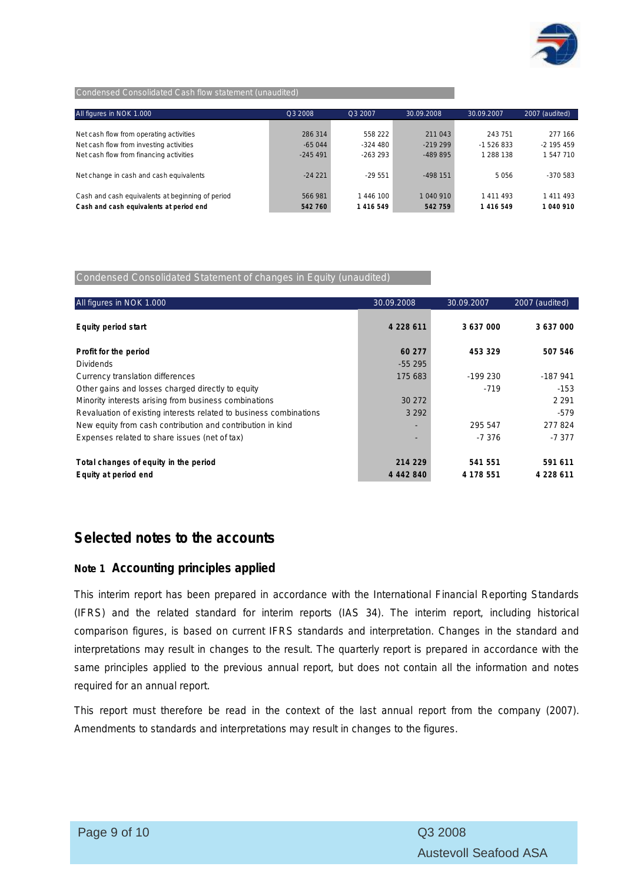### Condensed Consolidated Cash flow statement (unaudited)

| All figures in NOK 1.000 | Q3 2008 | Q3 2007 | 30.09.2008 | 30.09.2007 | 2007 (audited) |
|---|---|---|---|---|---|
| Net cash flow from operating activities | 286 314 | 558 222 | 211 043 | 243 751 | 277 166 |
| Net cash flow from investing activities | -65 044 | -324 480 | -219 299 | -1 526 833 | -2 195 459 |
| Net cash flow from financing activities | -245 491 | -263 293 | -489 895 | 1 288 138 | 1 547 710 |
| Net change in cash and cash equivalents | -24 221 | -29 551 | -498 151 | 5 056 | -370 583 |
| Cash and cash equivalents at beginning of period | 566 981 | 1 446 100 | 1 040 910 | 1 411 493 | 1 411 493 |
| **Cash and cash equivalents at period end** | **542 760** | **1 416 549** | **542 759** | **1 416 549** | **1 040 910** |

### Condensed Consolidated Statement of changes in Equity (unaudited)

| All figures in NOK 1.000 | 30.09.2008 | 30.09.2007 | 2007 (audited) |
|---|---|---|---|
| **Equity period start** | **4 228 611** | **3 637 000** | **3 637 000** |
| **Profit for the period** | **60 277** | **453 329** | **507 546** |
| Dividends | -55 295 | | |
| Currency translation differences | 175 683 | -199 230 | -187 941 |
| Other gains and losses charged directly to equity | | -719 | -153 |
| Minority interests arising from business combinations | 30 272 | | 2 291 |
| Revaluation of existing interests related to business combinations | 3 292 | | -579 |
| New equity from cash contribution and contribution in kind | - | 295 547 | 277 824 |
| Expenses related to share issues (net of tax) | - | -7 376 | -7 377 |
| **Total changes of equity in the period** | **214 229** | **541 551** | **591 611** |
| **Equity at period end** | **4 442 840** | **4 178 551** | **4 228 611** |

## Selected notes to the accounts

### Note 1 Accounting principles applied

This interim report has been prepared in accordance with the International Financial Reporting Standards (IFRS) and the related standard for interim reports (IAS 34). The interim report, including historical comparison figures, is based on current IFRS standards and interpretation. Changes in the standard and interpretations may result in changes to the result. The quarterly report is prepared in accordance with the same principles applied to the previous annual report, but does not contain all the information and notes required for an annual report.

This report must therefore be read in the context of the last annual report from the company (2007). Amendments to standards and interpretations may result in changes to the figures.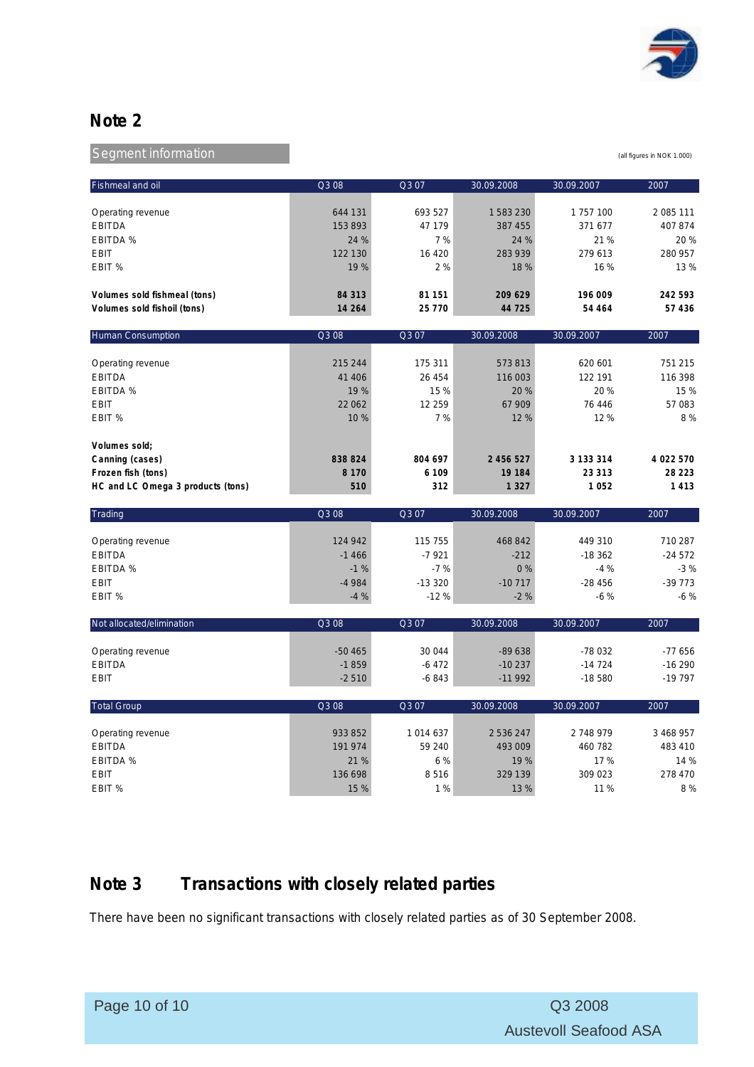# Note 2

## Segment information

(all figures in NOK 1.000)

| Fishmeal and oil | Q3 08 | Q3 07 | 30.09.2008 | 30.09.2007 | 2007 |
|---|---|---|---|---|---|
| Operating revenue | 644 131 | 693 527 | 1 583 230 | 1 757 100 | 2 085 111 |
| EBITDA | 153 893 | 47 179 | 387 455 | 371 677 | 407 874 |
| EBITDA % | 24 % | 7 % | 24 % | 21 % | 20 % |
| EBIT | 122 130 | 16 420 | 283 939 | 279 613 | 280 957 |
| EBIT % | 19 % | 2 % | 18 % | 16 % | 13 % |
| **Volumes sold fishmeal (tons)** | **84 313** | **81 151** | **209 629** | **196 009** | **242 593** |
| **Volumes sold fishoil (tons)** | **14 264** | **25 770** | **44 725** | **54 464** | **57 436** |

| Human Consumption | Q3 08 | Q3 07 | 30.09.2008 | 30.09.2007 | 2007 |
|---|---|---|---|---|---|
| Operating revenue | 215 244 | 175 311 | 573 813 | 620 601 | 751 215 |
| EBITDA | 41 406 | 26 454 | 116 003 | 122 191 | 116 398 |
| EBITDA % | 19 % | 15 % | 20 % | 20 % | 15 % |
| EBIT | 22 062 | 12 259 | 67 909 | 76 446 | 57 083 |
| EBIT % | 10 % | 7 % | 12 % | 12 % | 8 % |
| **Volumes sold;** | | | | | |
| **Canning (cases)** | **838 824** | **804 697** | **2 456 527** | **3 133 314** | **4 022 570** |
| **Frozen fish (tons)** | **8 170** | **6 109** | **19 184** | **23 313** | **28 223** |
| **HC and LC Omega 3 products (tons)** | **510** | **312** | **1 327** | **1 052** | **1 413** |

| Trading | Q3 08 | Q3 07 | 30.09.2008 | 30.09.2007 | 2007 |
|---|---|---|---|---|---|
| Operating revenue | 124 942 | 115 755 | 468 842 | 449 310 | 710 287 |
| EBITDA | -1 466 | -7 921 | -212 | -18 362 | -24 572 |
| EBITDA % | -1 % | -7 % | 0 % | -4 % | -3 % |
| EBIT | -4 984 | -13 320 | -10 717 | -28 456 | -39 773 |
| EBIT % | -4 % | -12 % | -2 % | -6 % | -6 % |

| Not allocated/elimination | Q3 08 | Q3 07 | 30.09.2008 | 30.09.2007 | 2007 |
|---|---|---|---|---|---|
| Operating revenue | -50 465 | 30 044 | -89 638 | -78 032 | -77 656 |
| EBITDA | -1 859 | -6 472 | -10 237 | -14 724 | -16 290 |
| EBIT | -2 510 | -6 843 | -11 992 | -18 580 | -19 797 |

| Total Group | Q3 08 | Q3 07 | 30.09.2008 | 30.09.2007 | 2007 |
|---|---|---|---|---|---|
| Operating revenue | 933 852 | 1 014 637 | 2 536 247 | 2 748 979 | 3 468 957 |
| EBITDA | 191 974 | 59 240 | 493 009 | 460 782 | 483 410 |
| EBITDA % | 21 % | 6 % | 19 % | 17 % | 14 % |
| EBIT | 136 698 | 8 516 | 329 139 | 309 023 | 278 470 |
| EBIT % | 15 % | 1 % | 13 % | 11 % | 8 % |

# Note 3 Transactions with closely related parties

There have been no significant transactions with closely related parties as of 30 September 2008.